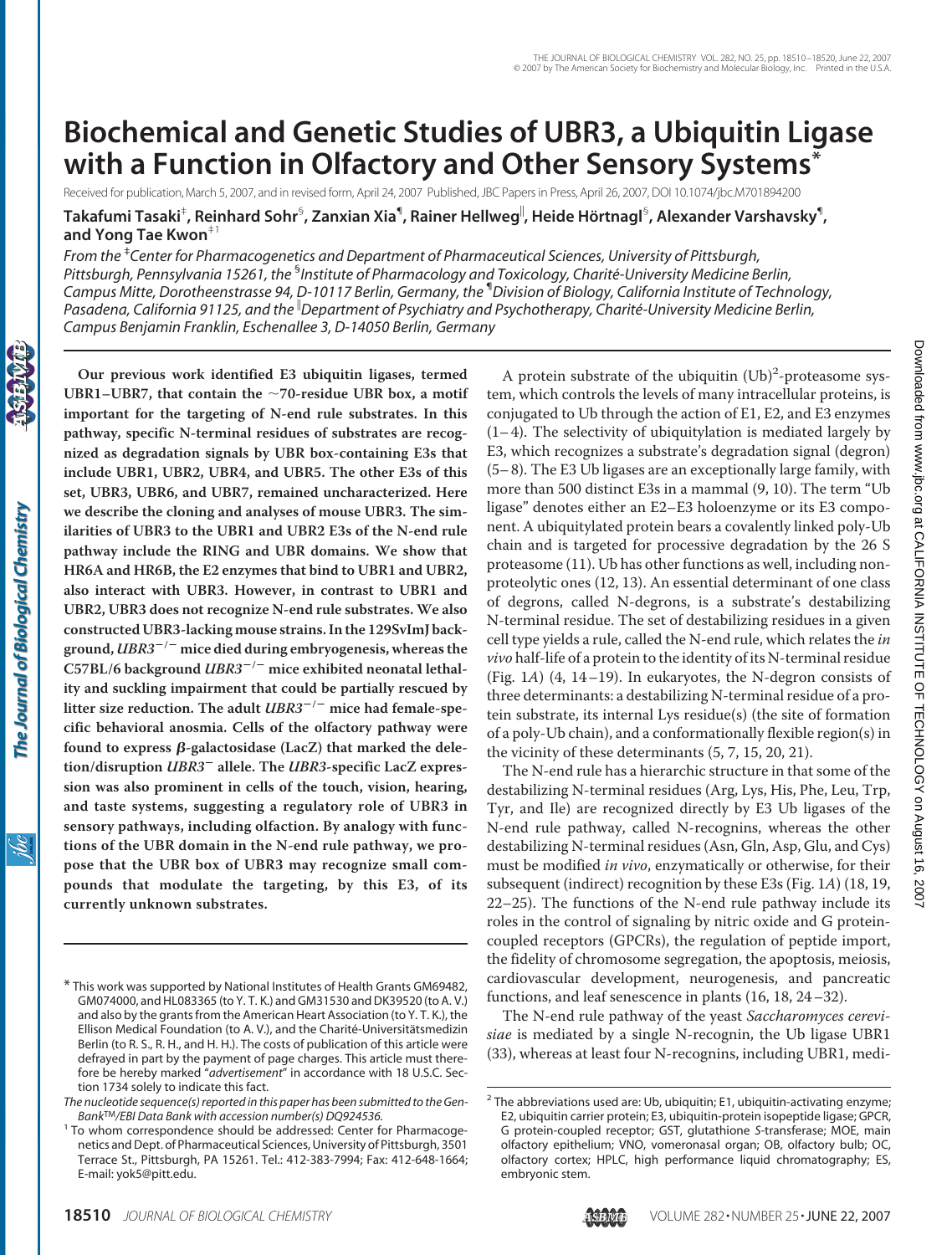# Biochemical and Genetic Studies of UBR3, a Ubiquitin Ligase with a Function in Olfactory and Other Sensory Systems*

Received for publication, March 5, 2007, and in revised form, April 24, 2007 Published, JBC Papers in Press, April 26, 2007, DOI 10.1074/jbc.M701894200

**Takafumi Tasaki[‡], Reinhard Sohr[§], Zanxian Xia[¶], Rainer Hellweg[‖], Heide Hörtnagl[§], Alexander Varshavsky[¶], and Yong Tae Kwon[‡1]**

*From the [‡]Center for Pharmacogenetics and Department of Pharmaceutical Sciences, University of Pittsburgh, Pittsburgh, Pennsylvania 15261, the [§]Institute of Pharmacology and Toxicology, Charité-University Medicine Berlin, Campus Mitte, Dorotheenstrasse 94, D-10117 Berlin, Germany, the [¶]Division of Biology, California Institute of Technology, Pasadena, California 91125, and the [‖]Department of Psychiatry and Psychotherapy, Charité-University Medicine Berlin, Campus Benjamin Franklin, Eschenallee 3, D-14050 Berlin, Germany*

**Our previous work identified E3 ubiquitin ligases, termed UBR1–UBR7, that contain the ~70-residue UBR box, a motif important for the targeting of N-end rule substrates. In this pathway, specific N-terminal residues of substrates are recognized as degradation signals by UBR box-containing E3s that include UBR1, UBR2, UBR4, and UBR5. The other E3s of this set, UBR3, UBR6, and UBR7, remained uncharacterized. Here we describe the cloning and analyses of mouse UBR3. The similarities of UBR3 to the UBR1 and UBR2 E3s of the N-end rule pathway include the RING and UBR domains. We show that HR6A and HR6B, the E2 enzymes that bind to UBR1 and UBR2, also interact with UBR3. However, in contrast to UBR1 and UBR2, UBR3 does not recognize N-end rule substrates. We also constructed UBR3-lacking mouse strains. In the 129SvImJ background, *UBR3*$^{-/-}$ mice died during embryogenesis, whereas the C57BL/6 background *UBR3*$^{-/-}$ mice exhibited neonatal lethality and suckling impairment that could be partially rescued by litter size reduction. The adult *UBR3*$^{-/-}$ mice had female-specific behavioral anosmia. Cells of the olfactory pathway were found to express β-galactosidase (LacZ) that marked the deletion/disruption *UBR3*$^{-}$ allele. The *UBR3*-specific LacZ expression was also prominent in cells of the touch, vision, hearing, and taste systems, suggesting a regulatory role of UBR3 in sensory pathways, including olfaction. By analogy with functions of the UBR domain in the N-end rule pathway, we propose that the UBR box of UBR3 may recognize small compounds that modulate the targeting, by this E3, of its currently unknown substrates.**

A protein substrate of the ubiquitin (Ub)[2]-proteasome system, which controls the levels of many intracellular proteins, is conjugated to Ub through the action of E1, E2, and E3 enzymes (1–4). The selectivity of ubiquitylation is mediated largely by E3, which recognizes a substrate's degradation signal (degron) (5–8). The E3 Ub ligases are an exceptionally large family, with more than 500 distinct E3s in a mammal (9, 10). The term "Ub ligase" denotes either an E2–E3 holoenzyme or its E3 component. A ubiquitylated protein bears a covalently linked poly-Ub chain and is targeted for processive degradation by the 26 S proteasome (11). Ub has other functions as well, including nonproteolytic ones (12, 13). An essential determinant of one class of degrons, called N-degrons, is a substrate's destabilizing N-terminal residue. The set of destabilizing residues in a given cell type yields a rule, called the N-end rule, which relates the *in vivo* half-life of a protein to the identity of its N-terminal residue (Fig. 1*A*) (4, 14–19). In eukaryotes, the N-degron consists of three determinants: a destabilizing N-terminal residue of a protein substrate, its internal Lys residue(s) (the site of formation of a poly-Ub chain), and a conformationally flexible region(s) in the vicinity of these determinants (5, 7, 15, 20, 21).

The N-end rule has a hierarchic structure in that some of the destabilizing N-terminal residues (Arg, Lys, His, Phe, Leu, Trp, Tyr, and Ile) are recognized directly by E3 Ub ligases of the N-end rule pathway, called N-recognins, whereas the other destabilizing N-terminal residues (Asn, Gln, Asp, Glu, and Cys) must be modified *in vivo*, enzymatically or otherwise, for their subsequent (indirect) recognition by these E3s (Fig. 1*A*) (18, 19, 22–25). The functions of the N-end rule pathway include its roles in the control of signaling by nitric oxide and G protein-coupled receptors (GPCRs), the regulation of peptide import, the fidelity of chromosome segregation, the apoptosis, meiosis, cardiovascular development, neurogenesis, and pancreatic functions, and leaf senescence in plants (16, 18, 24–32).

The N-end rule pathway of the yeast *Saccharomyces cerevisiae* is mediated by a single N-recognin, the Ub ligase UBR1 (33), whereas at least four N-recognins, including UBR1, medi-

---

\* This work was supported by National Institutes of Health Grants GM69482, GM074000, and HL083365 (to Y. T. K.) and GM31530 and DK39520 (to A. V.) and also by the grants from the American Heart Association (to Y. T. K.), the Ellison Medical Foundation (to A. V.), and the Charité-Universitätsmedizin Berlin (to R. S., R. H., and H. H.). The costs of publication of this article were defrayed in part by the payment of page charges. This article must therefore be hereby marked "*advertisement*" in accordance with 18 U.S.C. Section 1734 solely to indicate this fact.

*The nucleotide sequence(s) reported in this paper has been submitted to the GenBank™/EBI Data Bank with accession number(s) DQ924536.*

[1] To whom correspondence should be addressed: Center for Pharmacogenetics and Dept. of Pharmaceutical Sciences, University of Pittsburgh, 3501 Terrace St., Pittsburgh, PA 15261. Tel.: 412-383-7994; Fax: 412-648-1664; E-mail: yok5@pitt.edu.

[2] The abbreviations used are: Ub, ubiquitin; E1, ubiquitin-activating enzyme; E2, ubiquitin carrier protein; E3, ubiquitin-protein isopeptide ligase; GPCR, G protein-coupled receptor; GST, glutathione *S*-transferase; MOE, main olfactory epithelium; VNO, vomeronasal organ; OB, olfactory bulb; OC, olfactory cortex; HPLC, high performance liquid chromatography; ES, embryonic stem.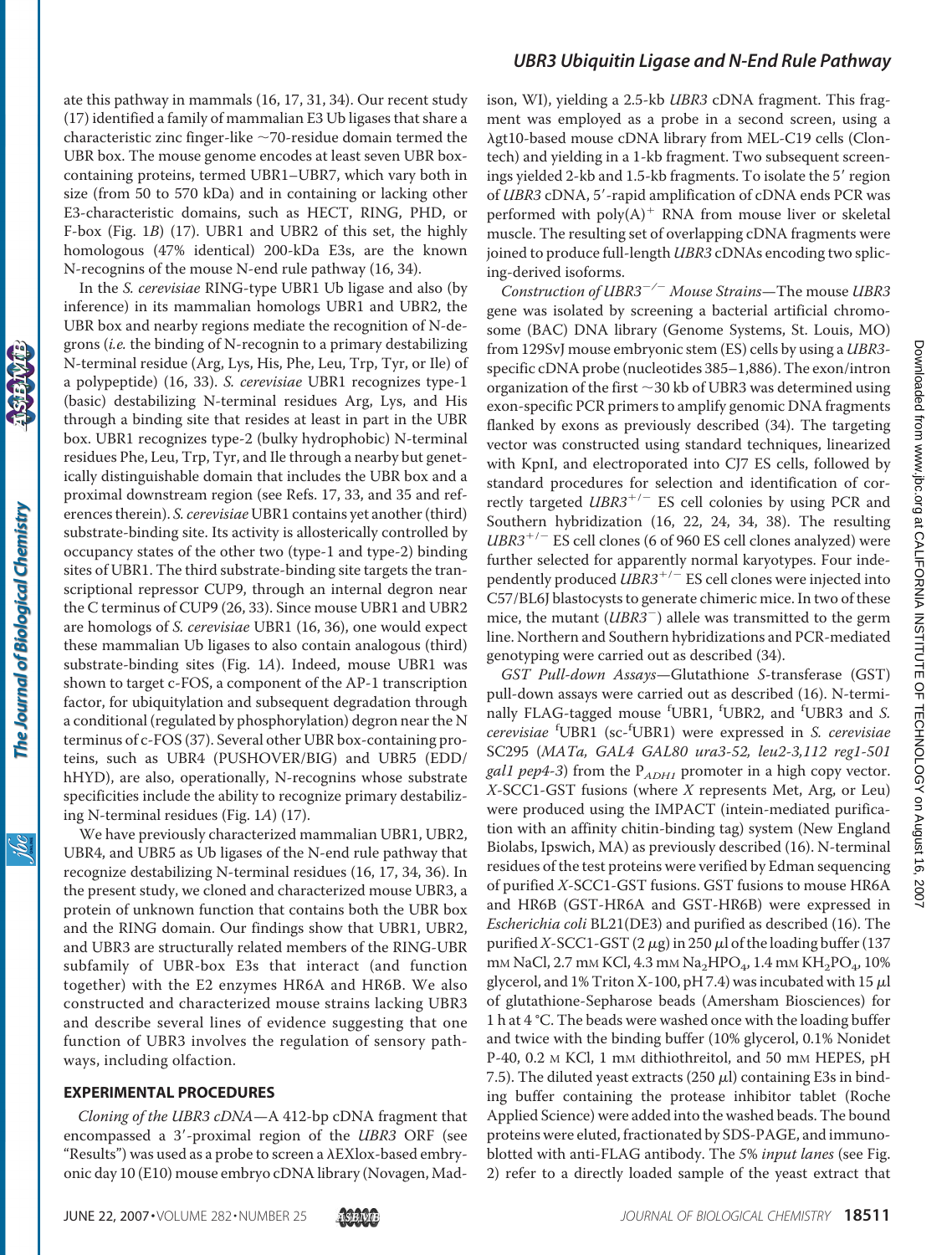ate this pathway in mammals (16, 17, 31, 34). Our recent study (17) identified a family of mammalian E3 Ub ligases that share a characteristic zinc finger-like ~70-residue domain termed the UBR box. The mouse genome encodes at least seven UBR box-containing proteins, termed UBR1–UBR7, which vary both in size (from 50 to 570 kDa) and in containing or lacking other E3-characteristic domains, such as HECT, RING, PHD, or F-box (Fig. 1*B*) (17). UBR1 and UBR2 of this set, the highly homologous (47% identical) 200-kDa E3s, are the known N-recognins of the mouse N-end rule pathway (16, 34).

In the *S. cerevisiae* RING-type UBR1 Ub ligase and also (by inference) in its mammalian homologs UBR1 and UBR2, the UBR box and nearby regions mediate the recognition of N-degrons (*i.e.* the binding of N-recognin to a primary destabilizing N-terminal residue (Arg, Lys, His, Phe, Leu, Trp, Tyr, or Ile) of a polypeptide) (16, 33). *S. cerevisiae* UBR1 recognizes type-1 (basic) destabilizing N-terminal residues Arg, Lys, and His through a binding site that resides at least in part in the UBR box. UBR1 recognizes type-2 (bulky hydrophobic) N-terminal residues Phe, Leu, Trp, Tyr, and Ile through a nearby but genetically distinguishable domain that includes the UBR box and a proximal downstream region (see Refs. 17, 33, and 35 and references therein). *S. cerevisiae* UBR1 contains yet another (third) substrate-binding site. Its activity is allosterically controlled by occupancy states of the other two (type-1 and type-2) binding sites of UBR1. The third substrate-binding site targets the transcriptional repressor CUP9, through an internal degron near the C terminus of CUP9 (26, 33). Since mouse UBR1 and UBR2 are homologs of *S. cerevisiae* UBR1 (16, 36), one would expect these mammalian Ub ligases to also contain analogous (third) substrate-binding sites (Fig. 1*A*). Indeed, mouse UBR1 was shown to target c-FOS, a component of the AP-1 transcription factor, for ubiquitylation and subsequent degradation through a conditional (regulated by phosphorylation) degron near the N terminus of c-FOS (37). Several other UBR box-containing proteins, such as UBR4 (PUSHOVER/BIG) and UBR5 (EDD/hHYD), are also, operationally, N-recognins whose substrate specificities include the ability to recognize primary destabilizing N-terminal residues (Fig. 1*A*) (17).

We have previously characterized mammalian UBR1, UBR2, UBR4, and UBR5 as Ub ligases of the N-end rule pathway that recognize destabilizing N-terminal residues (16, 17, 34, 36). In the present study, we cloned and characterized mouse UBR3, a protein of unknown function that contains both the UBR box and the RING domain. Our findings show that UBR1, UBR2, and UBR3 are structurally related members of the RING-UBR subfamily of UBR-box E3s that interact (and function together) with the E2 enzymes HR6A and HR6B. We also constructed and characterized mouse strains lacking UBR3 and describe several lines of evidence suggesting that one function of UBR3 involves the regulation of sensory pathways, including olfaction.

## EXPERIMENTAL PROCEDURES

*Cloning of the UBR3 cDNA*—A 412-bp cDNA fragment that encompassed a 3′-proximal region of the *UBR3* ORF (see "Results") was used as a probe to screen a λEXlox-based embryonic day 10 (E10) mouse embryo cDNA library (Novagen, Madison, WI), yielding a 2.5-kb *UBR3* cDNA fragment. This fragment was employed as a probe in a second screen, using a λgt10-based mouse cDNA library from MEL-C19 cells (Clontech) and yielding in a 1-kb fragment. Two subsequent screenings yielded 2-kb and 1.5-kb fragments. To isolate the 5′ region of *UBR3* cDNA, 5′-rapid amplification of cDNA ends PCR was performed with poly(A)$^+$ RNA from mouse liver or skeletal muscle. The resulting set of overlapping cDNA fragments were joined to produce full-length *UBR3* cDNAs encoding two splicing-derived isoforms.

*Construction of $UBR3^{-/-}$ Mouse Strains*—The mouse *UBR3* gene was isolated by screening a bacterial artificial chromosome (BAC) DNA library (Genome Systems, St. Louis, MO) from 129SvJ mouse embryonic stem (ES) cells by using a *UBR3*-specific cDNA probe (nucleotides 385–1,886). The exon/intron organization of the first ~30 kb of UBR3 was determined using exon-specific PCR primers to amplify genomic DNA fragments flanked by exons as previously described (34). The targeting vector was constructed using standard techniques, linearized with KpnI, and electroporated into CJ7 ES cells, followed by standard procedures for selection and identification of correctly targeted $UBR3^{+/-}$ ES cell colonies by using PCR and Southern hybridization (16, 22, 24, 34, 38). The resulting $UBR3^{+/-}$ ES cell clones (6 of 960 ES cell clones analyzed) were further selected for apparently normal karyotypes. Four independently produced $UBR3^{+/-}$ ES cell clones were injected into C57/BL6J blastocysts to generate chimeric mice. In two of these mice, the mutant ($UBR3^{-}$) allele was transmitted to the germ line. Northern and Southern hybridizations and PCR-mediated genotyping were carried out as described (34).

*GST Pull-down Assays*—Glutathione *S*-transferase (GST) pull-down assays were carried out as described (16). N-terminally FLAG-tagged mouse $^f$UBR1, $^f$UBR2, and $^f$UBR3 and *S. cerevisiae* $^f$UBR1 (sc-$^f$UBR1) were expressed in *S. cerevisiae* SC295 (*MATa, GAL4 GAL80 ura3-52, leu2-3,112 reg1-501 gal1 pep4-3*) from the $P_{ADH1}$ promoter in a high copy vector. *X*-SCC1-GST fusions (where *X* represents Met, Arg, or Leu) were produced using the IMPACT (intein-mediated purification with an affinity chitin-binding tag) system (New England Biolabs, Ipswich, MA) as previously described (16). N-terminal residues of the test proteins were verified by Edman sequencing of purified *X*-SCC1-GST fusions. GST fusions to mouse HR6A and HR6B (GST-HR6A and GST-HR6B) were expressed in *Escherichia coli* BL21(DE3) and purified as described (16). The purified *X*-SCC1-GST (2 μg) in 250 μl of the loading buffer (137 mM NaCl, 2.7 mM KCl, 4.3 mM $Na_2HPO_4$, 1.4 mM $KH_2PO_4$, 10% glycerol, and 1% Triton X-100, pH 7.4) was incubated with 15 μl of glutathione-Sepharose beads (Amersham Biosciences) for 1 h at 4 °C. The beads were washed once with the loading buffer and twice with the binding buffer (10% glycerol, 0.1% Nonidet P-40, 0.2 M KCl, 1 mM dithiothreitol, and 50 mM HEPES, pH 7.5). The diluted yeast extracts (250 μl) containing E3s in binding buffer containing the protease inhibitor tablet (Roche Applied Science) were added into the washed beads. The bound proteins were eluted, fractionated by SDS-PAGE, and immunoblotted with anti-FLAG antibody. The *5% input lanes* (see Fig. 2) refer to a directly loaded sample of the yeast extract that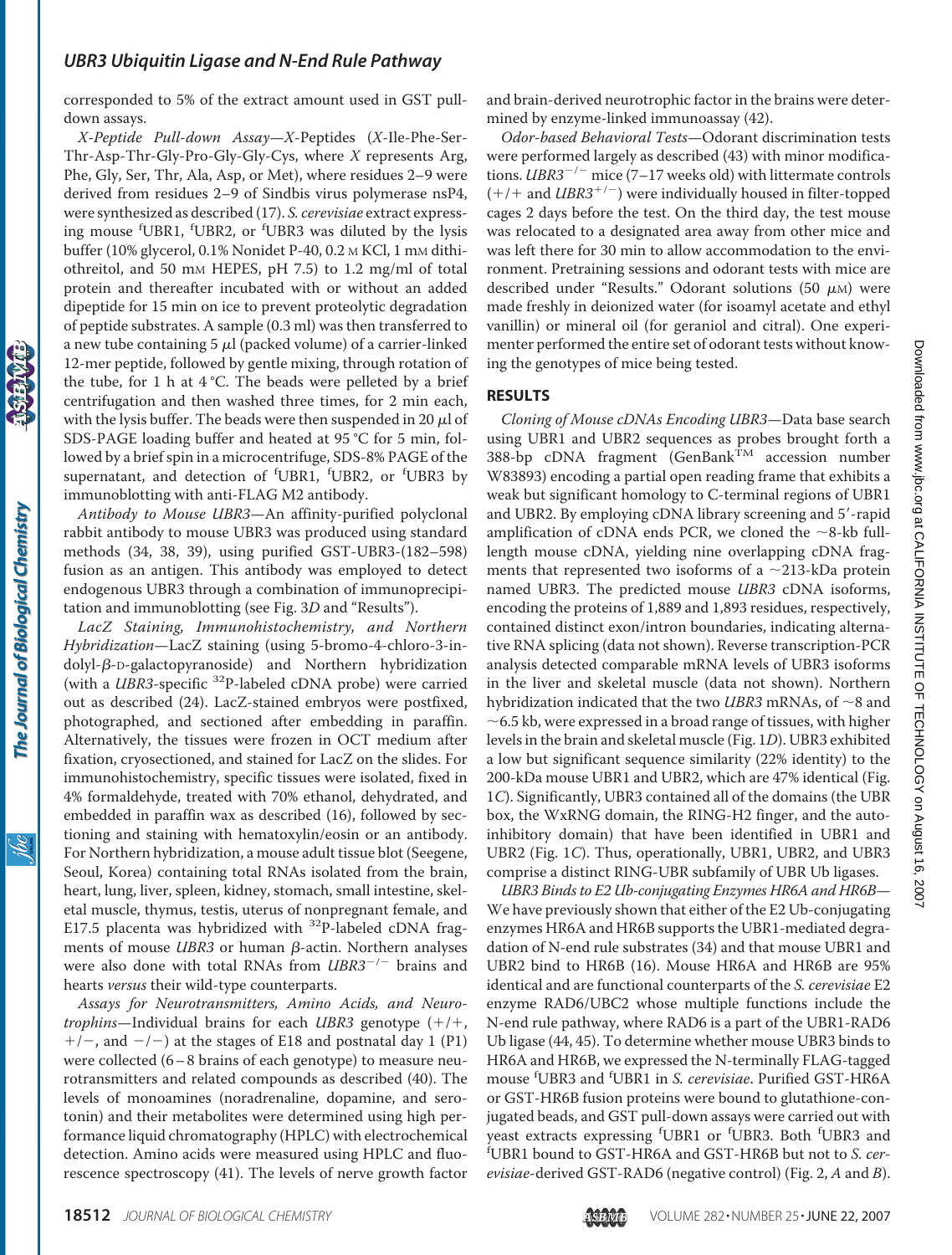corresponded to 5% of the extract amount used in GST pull-down assays.

*X-Peptide Pull-down Assay*—*X*-Peptides (*X*-Ile-Phe-Ser-Thr-Asp-Thr-Gly-Pro-Gly-Gly-Cys, where *X* represents Arg, Phe, Gly, Ser, Thr, Ala, Asp, or Met), where residues 2–9 were derived from residues 2–9 of Sindbis virus polymerase nsP4, were synthesized as described (17). *S. cerevisiae* extract expressing mouse $^{f}$UBR1, $^{f}$UBR2, or $^{f}$UBR3 was diluted by the lysis buffer (10% glycerol, 0.1% Nonidet P-40, 0.2 M KCl, 1 mM dithiothreitol, and 50 mM HEPES, pH 7.5) to 1.2 mg/ml of total protein and thereafter incubated with or without an added dipeptide for 15 min on ice to prevent proteolytic degradation of peptide substrates. A sample (0.3 ml) was then transferred to a new tube containing 5 μl (packed volume) of a carrier-linked 12-mer peptide, followed by gentle mixing, through rotation of the tube, for 1 h at 4 °C. The beads were pelleted by a brief centrifugation and then washed three times, for 2 min each, with the lysis buffer. The beads were then suspended in 20 μl of SDS-PAGE loading buffer and heated at 95 °C for 5 min, followed by a brief spin in a microcentrifuge, SDS-8% PAGE of the supernatant, and detection of $^{f}$UBR1, $^{f}$UBR2, or $^{f}$UBR3 by immunoblotting with anti-FLAG M2 antibody.

*Antibody to Mouse UBR3*—An affinity-purified polyclonal rabbit antibody to mouse UBR3 was produced using standard methods (34, 38, 39), using purified GST-UBR3-(182–598) fusion as an antigen. This antibody was employed to detect endogenous UBR3 through a combination of immunoprecipitation and immunoblotting (see Fig. 3*D* and "Results").

*LacZ Staining, Immunohistochemistry, and Northern Hybridization*—LacZ staining (using 5-bromo-4-chloro-3-indolyl-β-D-galactopyranoside) and Northern hybridization (with a *UBR3*-specific $^{32}$P-labeled cDNA probe) were carried out as described (24). LacZ-stained embryos were postfixed, photographed, and sectioned after embedding in paraffin. Alternatively, the tissues were frozen in OCT medium after fixation, cryosectioned, and stained for LacZ on the slides. For immunohistochemistry, specific tissues were isolated, fixed in 4% formaldehyde, treated with 70% ethanol, dehydrated, and embedded in paraffin wax as described (16), followed by sectioning and staining with hematoxylin/eosin or an antibody. For Northern hybridization, a mouse adult tissue blot (Seegene, Seoul, Korea) containing total RNAs isolated from the brain, heart, lung, liver, spleen, kidney, stomach, small intestine, skeletal muscle, thymus, testis, uterus of nonpregnant female, and E17.5 placenta was hybridized with $^{32}$P-labeled cDNA fragments of mouse *UBR3* or human β-actin. Northern analyses were also done with total RNAs from *UBR3*$^{-/-}$ brains and hearts *versus* their wild-type counterparts.

*Assays for Neurotransmitters, Amino Acids, and Neurotrophins*—Individual brains for each *UBR3* genotype (+/+, +/−, and −/−) at the stages of E18 and postnatal day 1 (P1) were collected (6–8 brains of each genotype) to measure neurotransmitters and related compounds as described (40). The levels of monoamines (noradrenaline, dopamine, and serotonin) and their metabolites were determined using high performance liquid chromatography (HPLC) with electrochemical detection. Amino acids were measured using HPLC and fluorescence spectroscopy (41). The levels of nerve growth factor and brain-derived neurotrophic factor in the brains were determined by enzyme-linked immunoassay (42).

*Odor-based Behavioral Tests*—Odorant discrimination tests were performed largely as described (43) with minor modifications. *UBR3*$^{-/-}$ mice (7–17 weeks old) with littermate controls (+/+ and *UBR3*$^{+/-}$) were individually housed in filter-topped cages 2 days before the test. On the third day, the test mouse was relocated to a designated area away from other mice and was left there for 30 min to allow accommodation to the environment. Pretraining sessions and odorant tests with mice are described under "Results." Odorant solutions (50 μM) were made freshly in deionized water (for isoamyl acetate and ethyl vanillin) or mineral oil (for geraniol and citral). One experimenter performed the entire set of odorant tests without knowing the genotypes of mice being tested.

## RESULTS

*Cloning of Mouse cDNAs Encoding UBR3*—Data base search using UBR1 and UBR2 sequences as probes brought forth a 388-bp cDNA fragment (GenBank™ accession number W83893) encoding a partial open reading frame that exhibits a weak but significant homology to C-terminal regions of UBR1 and UBR2. By employing cDNA library screening and 5′-rapid amplification of cDNA ends PCR, we cloned the ~8-kb full-length mouse cDNA, yielding nine overlapping cDNA fragments that represented two isoforms of a ~213-kDa protein named UBR3. The predicted mouse *UBR3* cDNA isoforms, encoding the proteins of 1,889 and 1,893 residues, respectively, contained distinct exon/intron boundaries, indicating alternative RNA splicing (data not shown). Reverse transcription-PCR analysis detected comparable mRNA levels of UBR3 isoforms in the liver and skeletal muscle (data not shown). Northern hybridization indicated that the two *UBR3* mRNAs, of ~8 and ~6.5 kb, were expressed in a broad range of tissues, with higher levels in the brain and skeletal muscle (Fig. 1*D*). UBR3 exhibited a low but significant sequence similarity (22% identity) to the 200-kDa mouse UBR1 and UBR2, which are 47% identical (Fig. 1*C*). Significantly, UBR3 contained all of the domains (the UBR box, the WxRNG domain, the RING-H2 finger, and the autoinhibitory domain) that have been identified in UBR1 and UBR2 (Fig. 1*C*). Thus, operationally, UBR1, UBR2, and UBR3 comprise a distinct RING-UBR subfamily of UBR Ub ligases.

*UBR3 Binds to E2 Ub-conjugating Enzymes HR6A and HR6B*—We have previously shown that either of the E2 Ub-conjugating enzymes HR6A and HR6B supports the UBR1-mediated degradation of N-end rule substrates (34) and that mouse UBR1 and UBR2 bind to HR6B (16). Mouse HR6A and HR6B are 95% identical and are functional counterparts of the *S. cerevisiae* E2 enzyme RAD6/UBC2 whose multiple functions include the N-end rule pathway, where RAD6 is a part of the UBR1-RAD6 Ub ligase (44, 45). To determine whether mouse UBR3 binds to HR6A and HR6B, we expressed the N-terminally FLAG-tagged mouse $^{f}$UBR3 and $^{f}$UBR1 in *S. cerevisiae*. Purified GST-HR6A or GST-HR6B fusion proteins were bound to glutathione-conjugated beads, and GST pull-down assays were carried out with yeast extracts expressing $^{f}$UBR1 or $^{f}$UBR3. Both $^{f}$UBR3 and $^{f}$UBR1 bound to GST-HR6A and GST-HR6B but not to *S. cerevisiae*-derived GST-RAD6 (negative control) (Fig. 2, *A* and *B*).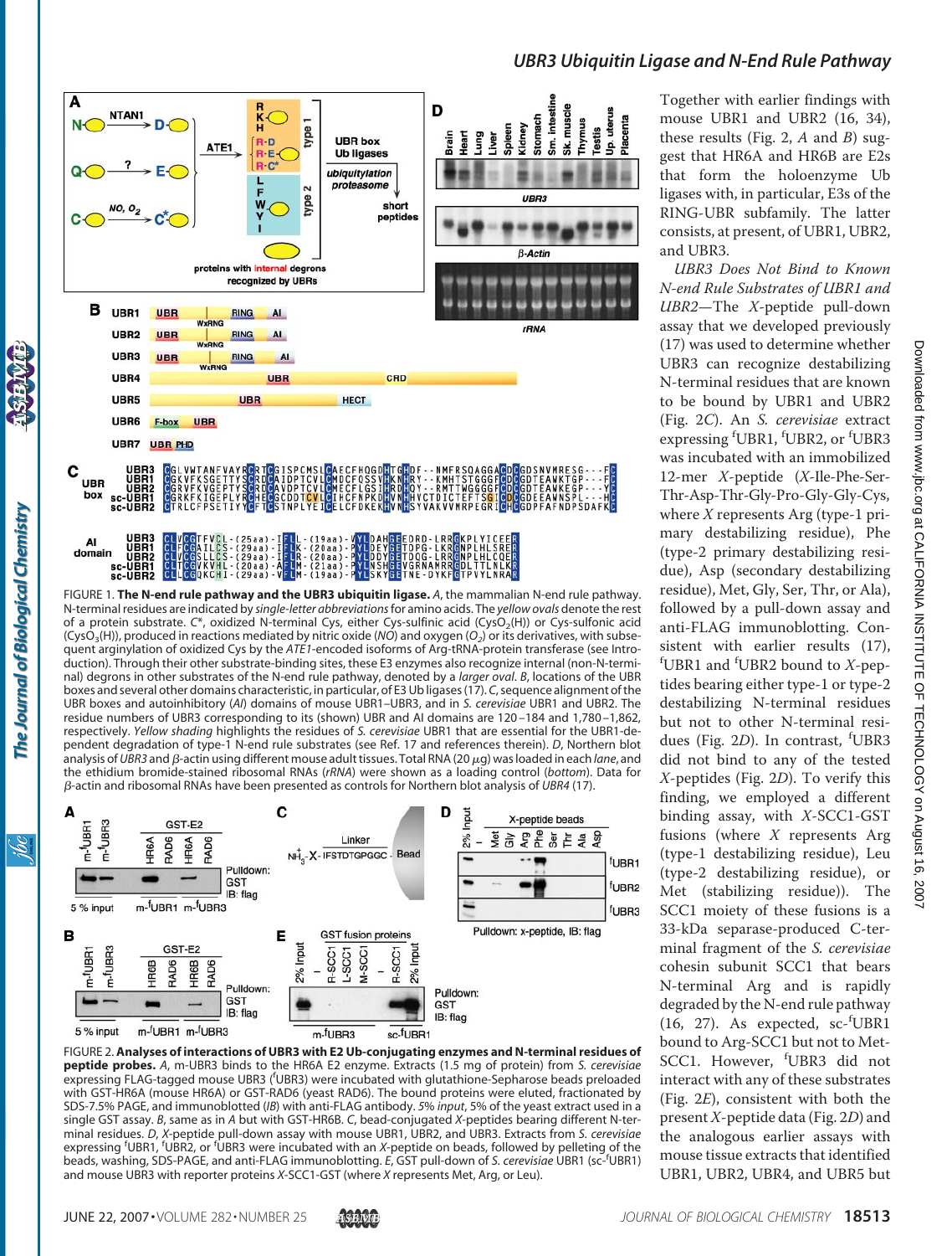FIGURE 1. **The N-end rule pathway and the UBR3 ubiquitin ligase.** *A*, the mammalian N-end rule pathway. N-terminal residues are indicated by *single-letter abbreviations* for amino acids. The *yellow ovals* denote the rest of a protein substrate. *C\**, oxidized N-terminal Cys, either Cys-sulfinic acid ($CysO_2(H)$) or Cys-sulfonic acid ($CysO_3(H)$), produced in reactions mediated by nitric oxide (*NO*) and oxygen ($O_2$) or its derivatives, with subsequent arginylation of oxidized Cys by the *ATE1*-encoded isoforms of Arg-tRNA-protein transferase (see Introduction). Through their other substrate-binding sites, these E3 enzymes also recognize internal (non-N-terminal) degrons in other substrates of the N-end rule pathway, denoted by a *larger oval*. *B*, locations of the UBR boxes and several other domains characteristic, in particular, of E3 Ub ligases (17). *C*, sequence alignment of the UBR boxes and autoinhibitory (*AI*) domains of mouse UBR1–UBR3, and in *S. cerevisiae* UBR1 and UBR2. The residue numbers of UBR3 corresponding to the (shown) UBR and AI domains are 120–184 and 1,780–1,862, respectively. *Yellow shading* highlights the residues of *S. cerevisiae* UBR1 that are essential for the UBR1-dependent degradation of type-1 N-end rule substrates (see Ref. 17 and references therein). *D*, Northern blot analysis of *UBR3* and β-actin using different mouse adult tissues. Total RNA (20 μg) was loaded in each *lane*, and the ethidium bromide-stained ribosomal RNAs (*rRNA*) were shown as a loading control (*bottom*). Data for β-actin and ribosomal RNAs have been presented as controls for Northern blot analysis of *UBR4* (17).

FIGURE 2. **Analyses of interactions of UBR3 with E2 Ub-conjugating enzymes and N-terminal residues of peptide probes.** *A*, m-UBR3 binds to the HR6A E2 enzyme. Extracts (1.5 mg of protein) from *S. cerevisiae* expressing FLAG-tagged mouse UBR3 ($^f$UBR3) were incubated with glutathione-Sepharose beads preloaded with GST-HR6A (mouse HR6A) or GST-RAD6 (yeast RAD6). The bound proteins were eluted, fractionated by SDS-7.5% PAGE, and immunoblotted (*IB*) with anti-FLAG antibody. 5% *input*, 5% of the yeast extract used in a single GST assay. *B*, same as in *A* but with GST-HR6B. *C*, bead-conjugated *X*-peptides bearing different N-terminal residues. *D*, *X*-peptide pull-down assay with mouse UBR1, UBR2, and UBR3. Extracts from *S. cerevisiae* expressing $^f$UBR1, $^f$UBR2, or $^f$UBR3 were incubated with an *X*-peptide on beads, followed by pelleting of the beads, washing, SDS-PAGE, and anti-FLAG immunoblotting. *E*, GST pull-down of *S. cerevisiae* UBR1 (sc-$^f$UBR1) and mouse UBR3 with reporter proteins *X*-SCC1-GST (where *X* represents Met, Arg, or Leu).

Together with earlier findings with mouse UBR1 and UBR2 (16, 34), these results (Fig. 2, *A* and *B*) suggest that HR6A and HR6B are E2s that form the holoenzyme Ub ligases with, in particular, E3s of the RING-UBR subfamily. The latter consists, at present, of UBR1, UBR2, and UBR3.

*UBR3 Does Not Bind to Known N-end Rule Substrates of UBR1 and UBR2*—The *X*-peptide pull-down assay that we developed previously (17) was used to determine whether UBR3 can recognize destabilizing N-terminal residues that are known to be bound by UBR1 and UBR2 (Fig. 2*C*). An *S. cerevisiae* extract expressing $^f$UBR1, $^f$UBR2, or $^f$UBR3 was incubated with an immobilized 12-mer *X*-peptide (*X*-Ile-Phe-Ser-Thr-Asp-Thr-Gly-Pro-Gly-Gly-Cys, where *X* represents Arg (type-1 primary destabilizing residue), Phe (type-2 primary destabilizing residue), Asp (secondary destabilizing residue), Met, Gly, Ser, Thr, or Ala), followed by a pull-down assay and anti-FLAG immunoblotting. Consistent with earlier results (17), $^f$UBR1 and $^f$UBR2 bound to *X*-peptides bearing either type-1 or type-2 destabilizing N-terminal residues but not to other N-terminal residues (Fig. 2*D*). In contrast, $^f$UBR3 did not bind to any of the tested *X*-peptides (Fig. 2*D*). To verify this finding, we employed a different binding assay, with *X*-SCC1-GST fusions (where *X* represents Arg (type-1 destabilizing residue), Leu (type-2 destabilizing residue), or Met (stabilizing residue)). The SCC1 moiety of these fusions is a 33-kDa separase-produced C-terminal fragment of the *S. cerevisiae* cohesin subunit SCC1 that bears N-terminal Arg and is rapidly degraded by the N-end rule pathway (16, 27). As expected, sc-$^f$UBR1 bound to Arg-SCC1 but not to Met-SCC1. However, $^f$UBR3 did not interact with any of these substrates (Fig. 2*E*), consistent with both the present *X*-peptide data (Fig. 2*D*) and the analogous earlier assays with mouse tissue extracts that identified UBR1, UBR2, UBR4, and UBR5 but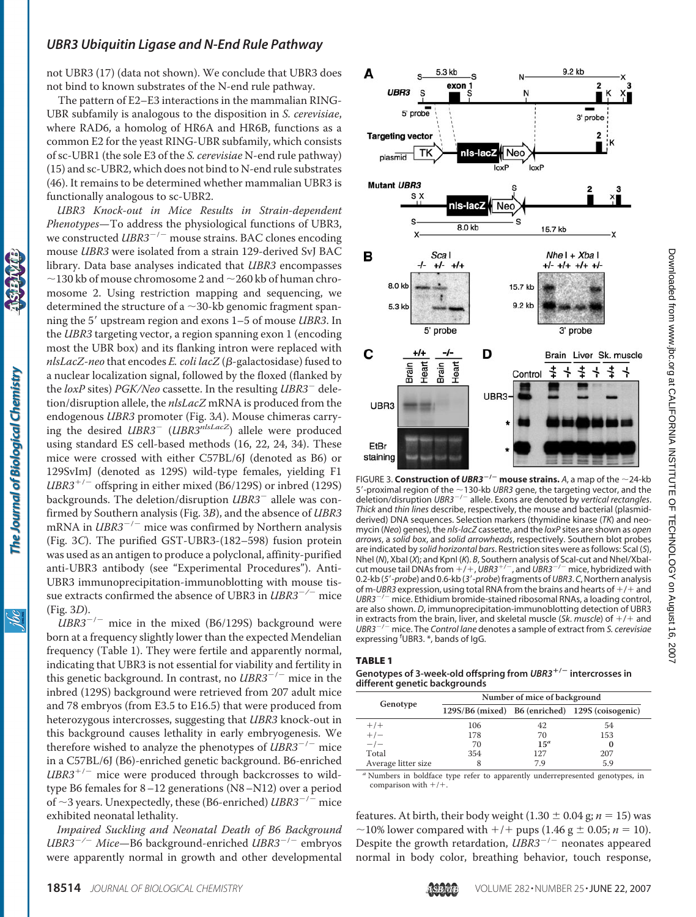not UBR3 (17) (data not shown). We conclude that UBR3 does not bind to known substrates of the N-end rule pathway.

The pattern of E2–E3 interactions in the mammalian RING-UBR subfamily is analogous to the disposition in *S. cerevisiae*, where RAD6, a homolog of HR6A and HR6B, functions as a common E2 for the yeast RING-UBR subfamily, which consists of sc-UBR1 (the sole E3 of the *S. cerevisiae* N-end rule pathway) (15) and sc-UBR2, which does not bind to N-end rule substrates (46). It remains to be determined whether mammalian UBR3 is functionally analogous to sc-UBR2.

*UBR3 Knock-out in Mice Results in Strain-dependent Phenotypes*—To address the physiological functions of UBR3, we constructed *UBR3*$^{-/-}$ mouse strains. BAC clones encoding mouse *UBR3* were isolated from a strain 129-derived SvJ BAC library. Data base analyses indicated that *UBR3* encompasses ~130 kb of mouse chromosome 2 and ~260 kb of human chromosome 2. Using restriction mapping and sequencing, we determined the structure of a ~30-kb genomic fragment spanning the 5′ upstream region and exons 1–5 of mouse *UBR3*. In the *UBR3* targeting vector, a region spanning exon 1 (encoding most the UBR box) and its flanking intron were replaced with *nlsLacZ-neo* that encodes *E. coli lacZ* (β-galactosidase) fused to a nuclear localization signal, followed by the floxed (flanked by the *loxP* sites) *PGK/Neo* cassette. In the resulting *UBR3*$^-$ deletion/disruption allele, the *nlsLacZ* mRNA is produced from the endogenous *UBR3* promoter (Fig. 3*A*). Mouse chimeras carrying the desired *UBR3*$^-$ (*UBR3*$^{nlsLacZ}$) allele were produced using standard ES cell-based methods (16, 22, 24, 34). These mice were crossed with either C57BL/6J (denoted as B6) or 129SvImJ (denoted as 129S) wild-type females, yielding F1 *UBR3*$^{+/-}$ offspring in either mixed (B6/129S) or inbred (129S) backgrounds. The deletion/disruption *UBR3*$^-$ allele was confirmed by Southern analysis (Fig. 3*B*), and the absence of *UBR3* mRNA in *UBR3*$^{-/-}$ mice was confirmed by Northern analysis (Fig. 3*C*). The purified GST-UBR3-(182–598) fusion protein was used as an antigen to produce a polyclonal, affinity-purified anti-UBR3 antibody (see "Experimental Procedures"). Anti-UBR3 immunoprecipitation-immunoblotting with mouse tissue extracts confirmed the absence of UBR3 in *UBR3*$^{-/-}$ mice (Fig. 3*D*).

*UBR3*$^{-/-}$ mice in the mixed (B6/129S) background were born at a frequency slightly lower than the expected Mendelian frequency (Table 1). They were fertile and apparently normal, indicating that UBR3 is not essential for viability and fertility in this genetic background. In contrast, no *UBR3*$^{-/-}$ mice in the inbred (129S) background were retrieved from 207 adult mice and 78 embryos (from E3.5 to E16.5) that were produced from heterozygous intercrosses, suggesting that *UBR3* knock-out in this background causes lethality in early embryogenesis. We therefore wished to analyze the phenotypes of *UBR3*$^{-/-}$ mice in a C57BL/6J (B6)-enriched genetic background. B6-enriched *UBR3*$^{+/-}$ mice were produced through backcrosses to wild-type B6 females for 8–12 generations (N8–N12) over a period of ~3 years. Unexpectedly, these (B6-enriched) *UBR3*$^{-/-}$ mice exhibited neonatal lethality.

*Impaired Suckling and Neonatal Death of B6 Background UBR3*$^{-/-}$ *Mice*—B6 background-enriched *UBR3*$^{-/-}$ embryos were apparently normal in growth and other developmental features. At birth, their body weight (1.30 ± 0.04 g; *n* = 15) was ~10% lower compared with +/+ pups (1.46 g ± 0.05; *n* = 10). Despite the growth retardation, *UBR3*$^{-/-}$ neonates appeared normal in body color, breathing behavior, touch response,

FIGURE 3. **Construction of *UBR3*$^{-/-}$ mouse strains.** *A*, a map of the ~24-kb 5′-proximal region of the ~130-kb *UBR3* gene, the targeting vector, and the deletion/disruption *UBR3*$^{-/-}$ allele. Exons are denoted by *vertical rectangles*. *Thick* and *thin lines* describe, respectively, the mouse and bacterial (plasmid-derived) DNA sequences. Selection markers (thymidine kinase (*TK*) and neomycin (*Neo*) genes), the *nls-lacZ* cassette, and the *loxP* sites are shown as *open arrows*, a *solid box*, and *solid arrowheads*, respectively. Southern blot probes are indicated by *solid horizontal bars*. Restriction sites were as follows: ScaI (*S*), NheI (*N*), XbaI (*X*); and KpnI (*K*). *B*, Southern analysis of ScaI-cut and NheI/XbaI-cut mouse tail DNAs from +/+, *UBR3*$^{+/-}$, and *UBR3*$^{-/-}$ mice, hybridized with 0.2-kb (*5′-probe*) and 0.6-kb (*3′-probe*) fragments of *UBR3*. *C*, Northern analysis of m-*UBR3* expression, using total RNA from the brains and hearts of +/+ and *UBR3*$^{-/-}$ mice. Ethidium bromide-stained ribosomal RNAs, a loading control, are also shown. *D*, immunoprecipitation-immunoblotting detection of UBR3 in extracts from the brain, liver, and skeletal muscle (*Sk. muscle*) of +/+ and *UBR3*$^{-/-}$ mice. The *Control lane* denotes a sample of extract from *S. cerevisiae* expressing $^f$UBR3. *, bands of IgG.

**TABLE 1**
**Genotypes of 3-week-old offspring from *UBR3*$^{+/-}$ intercrosses in different genetic backgrounds**

| Genotype | Number of mice of background | | |
|---|---|---|---|
| | 129S/B6 (mixed) | B6 (enriched) | 129S (coisogenic) |
| +/+ | 106 | 42 | 54 |
| +/− | 178 | 70 | 153 |
| −/− | 70 | **15**[a] | **0** |
| Total | 354 | 127 | 207 |
| Average litter size | 8 | 7.9 | 5.9 |

[a] Numbers in boldface type refer to apparently underrepresented genotypes, in comparison with +/+.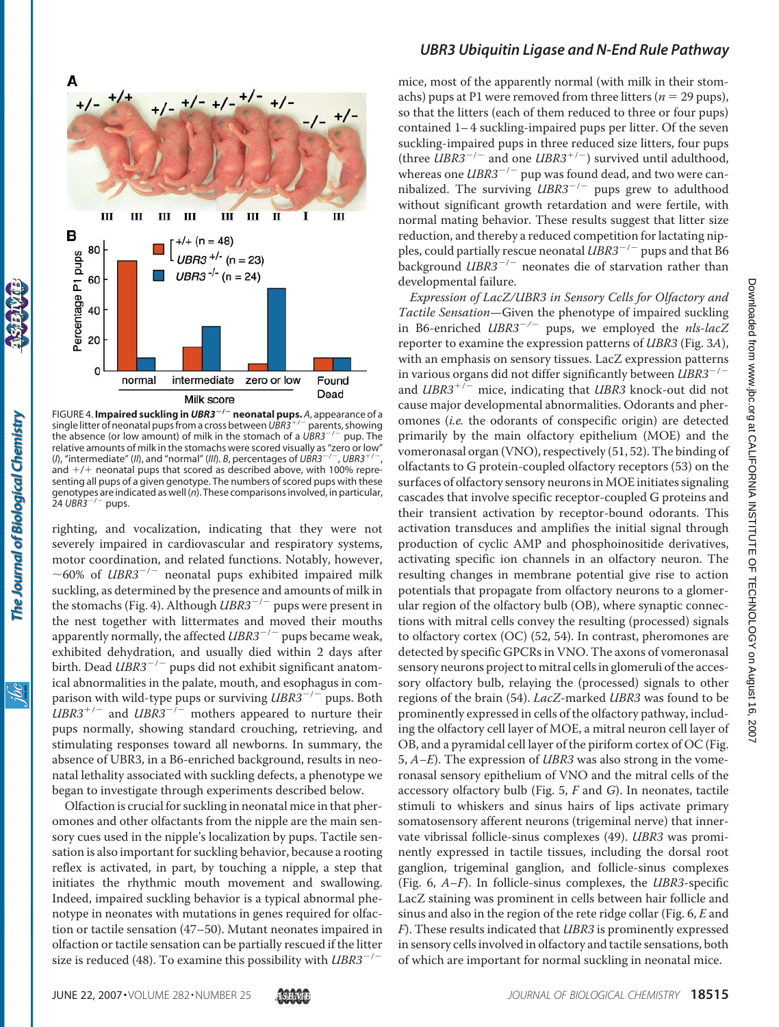FIGURE 4. **Impaired suckling in *UBR3*$^{-/-}$ neonatal pups.** *A*, appearance of a single litter of neonatal pups from a cross between *UBR3*$^{+/-}$ parents, showing the absence (or low amount) of milk in the stomach of a *UBR3*$^{-/-}$ pup. The relative amounts of milk in the stomachs were scored visually as "zero or low" (*I*), "intermediate" (*II*), and "normal" (*III*). *B*, percentages of *UBR3*$^{-/-}$, *UBR3*$^{+/-}$, and +/+ neonatal pups that scored as described above, with 100% representing all pups of a given genotype. The numbers of scored pups with these genotypes are indicated as well (*n*). These comparisons involved, in particular, 24 *UBR3*$^{-/-}$ pups.

righting, and vocalization, indicating that they were not severely impaired in cardiovascular and respiratory systems, motor coordination, and related functions. Notably, however, ~60% of *UBR3*$^{-/-}$ neonatal pups exhibited impaired milk suckling, as determined by the presence and amounts of milk in the stomachs (Fig. 4). Although *UBR3*$^{-/-}$ pups were present in the nest together with littermates and moved their mouths apparently normally, the affected *UBR3*$^{-/-}$ pups became weak, exhibited dehydration, and usually died within 2 days after birth. Dead *UBR3*$^{-/-}$ pups did not exhibit significant anatomical abnormalities in the palate, mouth, and esophagus in comparison with wild-type pups or surviving *UBR3*$^{-/-}$ pups. Both *UBR3*$^{+/-}$ and *UBR3*$^{-/-}$ mothers appeared to nurture their pups normally, showing standard crouching, retrieving, and stimulating responses toward all newborns. In summary, the absence of UBR3, in a B6-enriched background, results in neonatal lethality associated with suckling defects, a phenotype we began to investigate through experiments described below.

Olfaction is crucial for suckling in neonatal mice in that pheromones and other olfactants from the nipple are the main sensory cues used in the nipple's localization by pups. Tactile sensation is also important for suckling behavior, because a rooting reflex is activated, in part, by touching a nipple, a step that initiates the rhythmic mouth movement and swallowing. Indeed, impaired suckling behavior is a typical abnormal phenotype in neonates with mutations in genes required for olfaction or tactile sensation (47–50). Mutant neonates impaired in olfaction or tactile sensation can be partially rescued if the litter size is reduced (48). To examine this possibility with *UBR3*$^{-/-}$ mice, most of the apparently normal (with milk in their stomachs) pups at P1 were removed from three litters (*n* = 29 pups), so that the litters (each of them reduced to three or four pups) contained 1–4 suckling-impaired pups per litter. Of the seven suckling-impaired pups in three reduced size litters, four pups (three *UBR3*$^{-/-}$ and one *UBR3*$^{+/-}$) survived until adulthood, whereas one *UBR3*$^{-/-}$ pup was found dead, and two were cannibalized. The surviving *UBR3*$^{-/-}$ pups grew to adulthood without significant growth retardation and were fertile, with normal mating behavior. These results suggest that litter size reduction, and thereby a reduced competition for lactating nipples, could partially rescue neonatal *UBR3*$^{-/-}$ pups and that B6 background *UBR3*$^{-/-}$ neonates die of starvation rather than developmental failure.

*Expression of LacZ/UBR3 in Sensory Cells for Olfactory and Tactile Sensation*—Given the phenotype of impaired suckling in B6-enriched *UBR3*$^{-/-}$ pups, we employed the *nls-lacZ* reporter to examine the expression patterns of *UBR3* (Fig. 3*A*), with an emphasis on sensory tissues. LacZ expression patterns in various organs did not differ significantly between *UBR3*$^{-/-}$ and *UBR3*$^{+/-}$ mice, indicating that *UBR3* knock-out did not cause major developmental abnormalities. Odorants and pheromones (*i.e.* the odorants of conspecific origin) are detected primarily by the main olfactory epithelium (MOE) and the vomeronasal organ (VNO), respectively (51, 52). The binding of olfactants to G protein-coupled olfactory receptors (53) on the surfaces of olfactory sensory neurons in MOE initiates signaling cascades that involve specific receptor-coupled G proteins and their transient activation by receptor-bound odorants. This activation transduces and amplifies the initial signal through production of cyclic AMP and phosphoinositide derivatives, activating specific ion channels in an olfactory neuron. The resulting changes in membrane potential give rise to action potentials that propagate from olfactory neurons to a glomerular region of the olfactory bulb (OB), where synaptic connections with mitral cells convey the resulting (processed) signals to olfactory cortex (OC) (52, 54). In contrast, pheromones are detected by specific GPCRs in VNO. The axons of vomeronasal sensory neurons project to mitral cells in glomeruli of the accessory olfactory bulb, relaying the (processed) signals to other regions of the brain (54). *LacZ*-marked *UBR3* was found to be prominently expressed in cells of the olfactory pathway, including the olfactory cell layer of MOE, a mitral neuron cell layer of OB, and a pyramidal cell layer of the piriform cortex of OC (Fig. 5, *A*–*E*). The expression of *UBR3* was also strong in the vomeronasal sensory epithelium of VNO and the mitral cells of the accessory olfactory bulb (Fig. 5, *F* and *G*). In neonates, tactile stimuli to whiskers and sinus hairs of lips activate primary somatosensory afferent neurons (trigeminal nerve) that innervate vibrissal follicle-sinus complexes (49). *UBR3* was prominently expressed in tactile tissues, including the dorsal root ganglion, trigeminal ganglion, and follicle-sinus complexes (Fig. 6, *A*–*F*). In follicle-sinus complexes, the *UBR3*-specific LacZ staining was prominent in cells between hair follicle and sinus and also in the region of the rete ridge collar (Fig. 6, *E* and *F*). These results indicated that *UBR3* is prominently expressed in sensory cells involved in olfactory and tactile sensations, both of which are important for normal suckling in neonatal mice.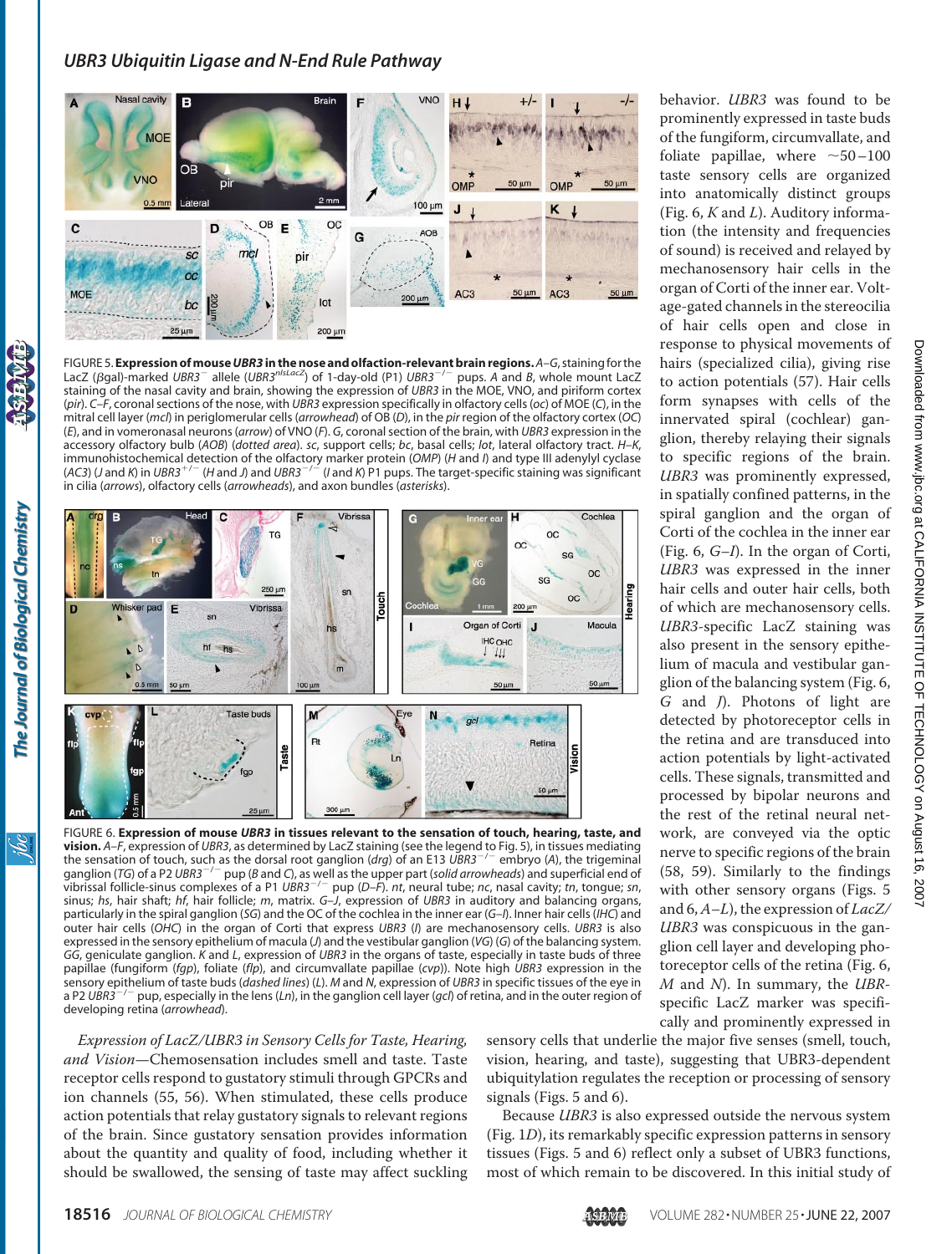FIGURE 5. **Expression of mouse *UBR3* in the nose and olfaction-relevant brain regions.** *A–G*, staining for the LacZ (βgal)-marked *UBR3*⁻ allele (*UBR3^{nlsLacZ}*) of 1-day-old (P1) *UBR3*⁻/⁻ pups. *A* and *B*, whole mount LacZ staining of the nasal cavity and brain, showing the expression of *UBR3* in the MOE, VNO, and piriform cortex (*pir*). *C–F*, coronal sections of the nose, with *UBR3* expression specifically in olfactory cells (*oc*) of MOE (*C*), in the mitral cell layer (*mcl*) in periglomerular cells (*arrowhead*) of OB (*D*), in the *pir* region of the olfactory cortex (*OC*) (*E*), and in vomeronasal neurons (*arrow*) of VNO (*F*). *G*, coronal section of the brain, with *UBR3* expression in the accessory olfactory bulb (*AOB*) (*dotted area*). *sc*, support cells; *bc*, basal cells; *lot*, lateral olfactory tract. *H–K*, immunohistochemical detection of the olfactory marker protein (*OMP*) (*H* and *I*) and type III adenylyl cyclase (*AC3*) (*J* and *K*) in $UBR3^{+/-}$ (*H* and *J*) and $UBR3^{-/-}$ (*I* and *K*) P1 pups. The target-specific staining was significant in cilia (*arrows*), olfactory cells (*arrowheads*), and axon bundles (*asterisks*).

FIGURE 6. **Expression of mouse *UBR3* in tissues relevant to the sensation of touch, hearing, taste, and vision.** *A–F*, expression of *UBR3*, as determined by LacZ staining (see the legend to Fig. 5), in tissues mediating the sensation of touch, such as the dorsal root ganglion (*drg*) of an E13 $UBR3^{-/-}$ embryo (*A*), the trigeminal ganglion (*TG*) of a P2 $UBR3^{-/-}$ pup (*B* and *C*), as well as the upper part (*solid arrowheads*) and superficial end of vibrissal follicle-sinus complexes of a P1 $UBR3^{-/-}$ pup (*D–F*). *nt*, neural tube; *nc*, nasal cavity; *tn*, tongue; *sn*, sinus; *hs*, hair shaft; *hf*, hair follicle; *m*, matrix. *G–J*, expression of *UBR3* in auditory and balancing organs, particularly in the spiral ganglion (*SG*) and the OC of the cochlea in the inner ear (*G–I*). Inner hair cells (*IHC*) and outer hair cells (*OHC*) in the organ of Corti that express *UBR3* (*I*) are mechanosensory cells. *UBR3* is also expressed in the sensory epithelium of macula (*J*) and the vestibular ganglion (*VG*) (*G*) of the balancing system. *GG*, geniculate ganglion. *K* and *L*, expression of *UBR3* in the organs of taste, especially in taste buds of three papillae (fungiform (*fgp*), foliate (*flp*), and circumvallate papillae (*cvp*)). Note high *UBR3* expression in the sensory epithelium of taste buds (*dashed lines*) (*L*). *M* and *N*, expression of *UBR3* in specific tissues of the eye in a P2 $UBR3^{-/-}$ pup, especially in the lens (*Ln*), in the ganglion cell layer (*gcl*) of retina, and in the outer region of developing retina (*arrowhead*).

*Expression of LacZ/UBR3 in Sensory Cells for Taste, Hearing, and Vision*—Chemosensation includes smell and taste. Taste receptor cells respond to gustatory stimuli through GPCRs and ion channels (55, 56). When stimulated, these cells produce action potentials that relay gustatory signals to relevant regions of the brain. Since gustatory sensation provides information about the quantity and quality of food, including whether it should be swallowed, the sensing of taste may affect suckling behavior. *UBR3* was found to be prominently expressed in taste buds of the fungiform, circumvallate, and foliate papillae, where ~50–100 taste sensory cells are organized into anatomically distinct groups (Fig. 6, *K* and *L*). Auditory information (the intensity and frequencies of sound) is received and relayed by mechanosensory hair cells in the organ of Corti of the inner ear. Voltage-gated channels in the stereocilia of hair cells open and close in response to physical movements of hairs (specialized cilia), giving rise to action potentials (57). Hair cells form synapses with cells of the innervated spiral (cochlear) ganglion, thereby relaying their signals to specific regions of the brain. *UBR3* was prominently expressed, in spatially confined patterns, in the spiral ganglion and the organ of Corti of the cochlea in the inner ear (Fig. 6, *G–I*). In the organ of Corti, *UBR3* was expressed in the inner hair cells and outer hair cells, both of which are mechanosensory cells. *UBR3*-specific LacZ staining was also present in the sensory epithelium of macula and vestibular ganglion of the balancing system (Fig. 6, *G* and *J*). Photons of light are detected by photoreceptor cells in the retina and are transduced into action potentials by light-activated cells. These signals, transmitted and processed by bipolar neurons and the rest of the retinal neural network, are conveyed via the optic nerve to specific regions of the brain (58, 59). Similarly to the findings with other sensory organs (Figs. 5 and 6, *A–L*), the expression of *LacZ/UBR3* was conspicuous in the ganglion cell layer and developing photoreceptor cells of the retina (Fig. 6, *M* and *N*). In summary, the *UBR*-specific LacZ marker was specifically and prominently expressed in sensory cells that underlie the major five senses (smell, touch, vision, hearing, and taste), suggesting that UBR3-dependent ubiquitylation regulates the reception or processing of sensory signals (Figs. 5 and 6).

Because *UBR3* is also expressed outside the nervous system (Fig. 1*D*), its remarkably specific expression patterns in sensory tissues (Figs. 5 and 6) reflect only a subset of UBR3 functions, most of which remain to be discovered. In this initial study of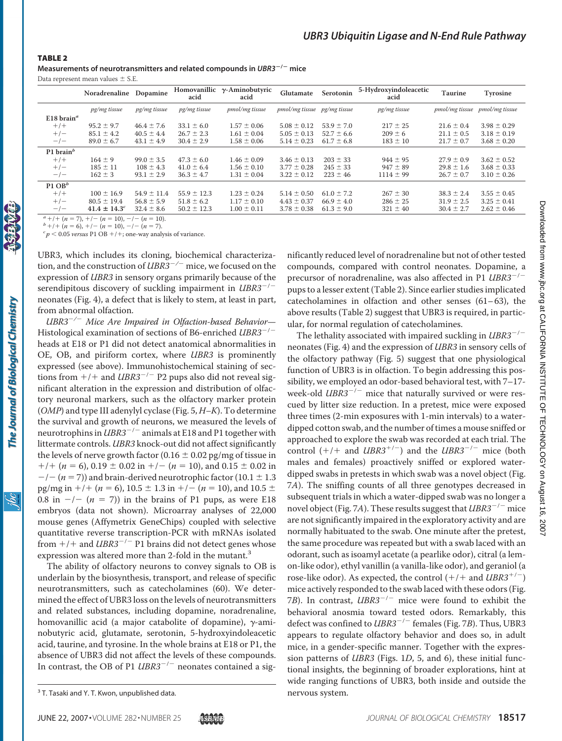**TABLE 2**

**Measurements of neurotransmitters and related compounds in *UBR3*$^{-/-}$ mice**

Data represent mean values ± S.E.

| | Noradrenaline | Dopamine | Homovanillic acid | γ-Aminobutyric acid | Glutamate | Serotonin | 5-Hydroxyindoleacetic acid | Taurine | Tyrosine |
|---|---|---|---|---|---|---|---|---|---|
| | *pg/mg tissue* | *pg/mg tissue* | *pg/mg tissue* | *pmol/mg tissue* | *pmol/mg tissue* | *pg/mg tissue* | *pg/mg tissue* | *pmol/mg tissue* | *pmol/mg tissue* |
| **E18 brain**[a] | | | | | | | | | |
| +/+ | 95.2 ± 9.7 | 46.4 ± 7.6 | 33.1 ± 6.0 | 1.57 ± 0.06 | 5.08 ± 0.12 | 53.9 ± 7.0 | 217 ± 25 | 21.6 ± 0.4 | 3.98 ± 0.29 |
| +/− | 85.1 ± 4.2 | 40.5 ± 4.4 | 26.7 ± 2.3 | 1.61 ± 0.04 | 5.05 ± 0.13 | 52.7 ± 6.6 | 209 ± 6 | 21.1 ± 0.5 | 3.18 ± 0.19 |
| −/− | 89.0 ± 6.7 | 43.1 ± 4.9 | 30.4 ± 2.9 | 1.58 ± 0.06 | 5.14 ± 0.23 | 61.7 ± 6.8 | 183 ± 10 | 21.7 ± 0.7 | 3.68 ± 0.20 |
| **P1 brain**[b] | | | | | | | | | |
| +/+ | 164 ± 9 | 99.0 ± 3.5 | 47.3 ± 6.0 | 1.46 ± 0.09 | 3.46 ± 0.13 | 203 ± 33 | 944 ± 95 | 27.9 ± 0.9 | 3.62 ± 0.52 |
| +/− | 185 ± 11 | 108 ± 4.3 | 41.0 ± 6.4 | 1.56 ± 0.10 | 3.77 ± 0.28 | 245 ± 33 | 947 ± 89 | 29.8 ± 1.6 | 3.68 ± 0.33 |
| −/− | 162 ± 3 | 93.1 ± 2.9 | 36.3 ± 4.7 | 1.31 ± 0.04 | 3.22 ± 0.12 | 223 ± 46 | 1114 ± 99 | 26.7 ± 0.7 | 3.10 ± 0.26 |
| **P1 OB**[b] | | | | | | | | | |
| +/+ | 100 ± 16.9 | 54.9 ± 11.4 | 55.9 ± 12.3 | 1.23 ± 0.24 | 5.14 ± 0.50 | 61.0 ± 7.2 | 267 ± 30 | 38.3 ± 2.4 | 3.55 ± 0.45 |
| +/− | 80.5 ± 19.4 | 56.8 ± 5.9 | 51.8 ± 6.2 | 1.17 ± 0.10 | 4.43 ± 0.37 | 66.9 ± 4.0 | 286 ± 25 | 31.9 ± 2.5 | 3.25 ± 0.41 |
| −/− | **41.4 ± 14.3**[c] | 32.4 ± 8.6 | 50.2 ± 12.3 | 1.00 ± 0.11 | 3.78 ± 0.38 | 61.3 ± 9.0 | 321 ± 40 | 30.4 ± 2.7 | 2.62 ± 0.46 |

[a] +/+ (n = 7), +/− (n = 10), −/− (n = 10).
[b] +/+ (n = 6), +/− (n = 10), −/− (n = 7).
[c] $p < 0.05$ *versus* P1 OB +/+; one-way analysis of variance.

UBR3, which includes its cloning, biochemical characterization, and the construction of *UBR3*$^{-/-}$ mice, we focused on the expression of *UBR3* in sensory organs primarily because of the serendipitous discovery of suckling impairment in *UBR3*$^{-/-}$ neonates (Fig. 4), a defect that is likely to stem, at least in part, from abnormal olfaction.

*UBR3*$^{-/-}$ *Mice Are Impaired in Olfaction-based Behavior*—Histological examination of sections of B6-enriched *UBR3*$^{-/-}$ heads at E18 or P1 did not detect anatomical abnormalities in OE, OB, and piriform cortex, where *UBR3* is prominently expressed (see above). Immunohistochemical staining of sections from +/+ and *UBR3*$^{-/-}$ P2 pups also did not reveal significant alteration in the expression and distribution of olfactory neuronal markers, such as the olfactory marker protein (*OMP*) and type III adenylyl cyclase (Fig. 5, *H–K*). To determine the survival and growth of neurons, we measured the levels of neurotrophins in *UBR3*$^{-/-}$ animals at E18 and P1 together with littermate controls. *UBR3* knock-out did not affect significantly the levels of nerve growth factor (0.16 ± 0.02 pg/mg of tissue in +/+ (n = 6), 0.19 ± 0.02 in +/− (n = 10), and 0.15 ± 0.02 in −/− (n = 7)) and brain-derived neurotrophic factor (10.1 ± 1.3 pg/mg in +/+ (n = 6), 10.5 ± 1.3 in +/− (n = 10), and 10.5 ± 0.8 in −/− (n = 7)) in the brains of P1 pups, as were E18 embryos (data not shown). Microarray analyses of 22,000 mouse genes (Affymetrix GeneChips) coupled with selective quantitative reverse transcription-PCR with mRNAs isolated from +/+ and *UBR3*$^{-/-}$ P1 brains did not detect genes whose expression was altered more than 2-fold in the mutant.[3]

The ability of olfactory neurons to convey signals to OB is underlain by the biosynthesis, transport, and release of specific neurotransmitters, such as catecholamines (60). We determined the effect of UBR3 loss on the levels of neurotransmitters and related substances, including dopamine, noradrenaline, homovanillic acid (a major catabolite of dopamine), γ-aminobutyric acid, glutamate, serotonin, 5-hydroxyindoleacetic acid, taurine, and tyrosine. In the whole brains at E18 or P1, the absence of UBR3 did not affect the levels of these compounds. In contrast, the OB of P1 *UBR3*$^{-/-}$ neonates contained a significantly reduced level of noradrenaline but not of other tested compounds, compared with control neonates. Dopamine, a precursor of noradrenaline, was also affected in P1 *UBR3*$^{-/-}$ pups to a lesser extent (Table 2). Since earlier studies implicated catecholamines in olfaction and other senses (61–63), the above results (Table 2) suggest that UBR3 is required, in particular, for normal regulation of catecholamines.

The lethality associated with impaired suckling in *UBR3*$^{-/-}$ neonates (Fig. 4) and the expression of *UBR3* in sensory cells of the olfactory pathway (Fig. 5) suggest that one physiological function of UBR3 is in olfaction. To begin addressing this possibility, we employed an odor-based behavioral test, with 7–17-week-old *UBR3*$^{-/-}$ mice that naturally survived or were rescued by litter size reduction. In a pretest, mice were exposed three times (2-min exposures with 1-min intervals) to a water-dipped cotton swab, and the number of times a mouse sniffed or approached to explore the swab was recorded at each trial. The control (+/+ and *UBR3*$^{+/-}$) and the *UBR3*$^{-/-}$ mice (both males and females) proactively sniffed or explored water-dipped swabs in pretests in which swab was a novel object (Fig. 7*A*). The sniffing counts of all three genotypes decreased in subsequent trials in which a water-dipped swab was no longer a novel object (Fig. 7*A*). These results suggest that *UBR3*$^{-/-}$ mice are not significantly impaired in the exploratory activity and are normally habituated to the swab. One minute after the pretest, the same procedure was repeated but with a swab laced with an odorant, such as isoamyl acetate (a pearlike odor), citral (a lemon-like odor), ethyl vanillin (a vanilla-like odor), and geraniol (a rose-like odor). As expected, the control (+/+ and *UBR3*$^{+/-}$) mice actively responded to the swab laced with these odors (Fig. 7*B*). In contrast, *UBR3*$^{-/-}$ mice were found to exhibit the behavioral anosmia toward tested odors. Remarkably, this defect was confined to *UBR3*$^{-/-}$ females (Fig. 7*B*). Thus, UBR3 appears to regulate olfactory behavior and does so, in adult mice, in a gender-specific manner. Together with the expression patterns of *UBR3* (Figs. 1*D*, 5, and 6), these initial functional insights, the beginning of broader explorations, hint at wide ranging functions of UBR3, both inside and outside the nervous system.

[3] T. Tasaki and Y. T. Kwon, unpublished data.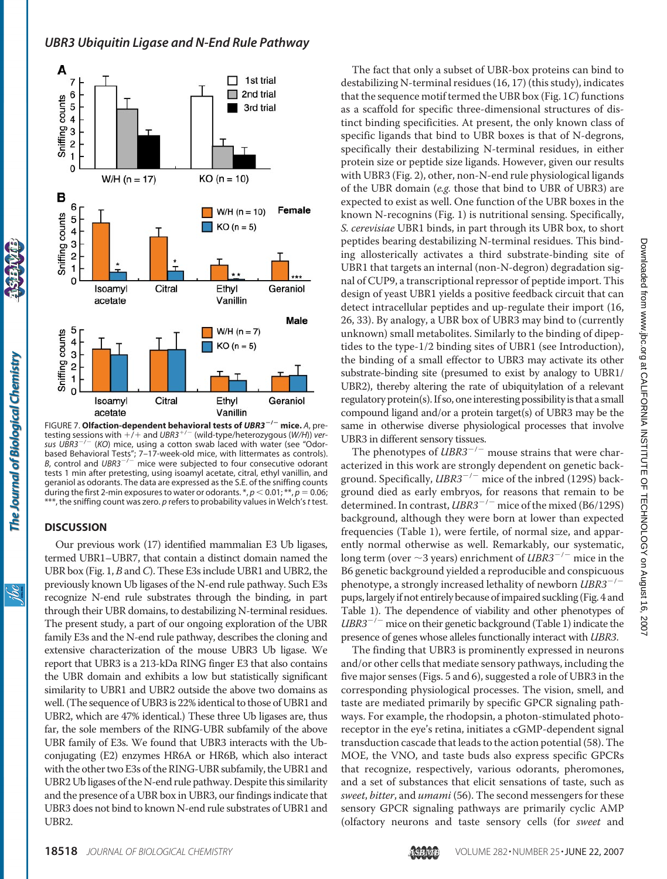FIGURE 7. **Olfaction-dependent behavioral tests of *UBR3*$^{-/-}$ mice.** *A*, pretesting sessions with +/+ and *UBR3*$^{+/-}$ (wild-type/heterozygous (*W/H*)) *versus* *UBR3*$^{-/-}$ (*KO*) mice, using a cotton swab laced with water (see "Odor-based Behavioral Tests"; 7–17-week-old mice, with littermates as controls). *B*, control and *UBR3*$^{-/-}$ mice were subjected to four consecutive odorant tests 1 min after pretesting, using isoamyl acetate, citral, ethyl vanillin, and geraniol as odorants. The data are expressed as the S.E. of the sniffing counts during the first 2-min exposures to water or odorants. *, $p < 0.01$; **, $p = 0.06$; ***, the sniffing count was zero. *p* refers to probability values in Welch's *t* test.

## DISCUSSION

Our previous work (17) identified mammalian E3 Ub ligases, termed UBR1–UBR7, that contain a distinct domain named the UBR box (Fig. 1, *B* and *C*). These E3s include UBR1 and UBR2, the previously known Ub ligases of the N-end rule pathway. Such E3s recognize N-end rule substrates through the binding, in part through their UBR domains, to destabilizing N-terminal residues. The present study, a part of our ongoing exploration of the UBR family E3s and the N-end rule pathway, describes the cloning and extensive characterization of the mouse UBR3 Ub ligase. We report that UBR3 is a 213-kDa RING finger E3 that also contains the UBR domain and exhibits a low but statistically significant similarity to UBR1 and UBR2 outside the above two domains as well. (The sequence of UBR3 is 22% identical to those of UBR1 and UBR2, which are 47% identical.) These three Ub ligases are, thus far, the sole members of the RING-UBR subfamily of the above UBR family of E3s. We found that UBR3 interacts with the Ub-conjugating (E2) enzymes HR6A or HR6B, which also interact with the other two E3s of the RING-UBR subfamily, the UBR1 and UBR2 Ub ligases of the N-end rule pathway. Despite this similarity and the presence of a UBR box in UBR3, our findings indicate that UBR3 does not bind to known N-end rule substrates of UBR1 and UBR2.

The fact that only a subset of UBR-box proteins can bind to destabilizing N-terminal residues (16, 17) (this study), indicates that the sequence motif termed the UBR box (Fig. 1*C*) functions as a scaffold for specific three-dimensional structures of distinct binding specificities. At present, the only known class of specific ligands that bind to UBR boxes is that of N-degrons, specifically their destabilizing N-terminal residues, in either protein size or peptide size ligands. However, given our results with UBR3 (Fig. 2), other, non-N-end rule physiological ligands of the UBR domain (*e.g.* those that bind to UBR of UBR3) are expected to exist as well. One function of the UBR boxes in the known N-recognins (Fig. 1) is nutritional sensing. Specifically, *S. cerevisiae* UBR1 binds, in part through its UBR box, to short peptides bearing destabilizing N-terminal residues. This binding allosterically activates a third substrate-binding site of UBR1 that targets an internal (non-N-degron) degradation signal of CUP9, a transcriptional repressor of peptide import. This design of yeast UBR1 yields a positive feedback circuit that can detect intracellular peptides and up-regulate their import (16, 26, 33). By analogy, a UBR box of UBR3 may bind to (currently unknown) small metabolites. Similarly to the binding of dipeptides to the type-1/2 binding sites of UBR1 (see Introduction), the binding of a small effector to UBR3 may activate its other substrate-binding site (presumed to exist by analogy to UBR1/UBR2), thereby altering the rate of ubiquitylation of a relevant regulatory protein(s). If so, one interesting possibility is that a small compound ligand and/or a protein target(s) of UBR3 may be the same in otherwise diverse physiological processes that involve UBR3 in different sensory tissues.

The phenotypes of *UBR3*$^{-/-}$ mouse strains that were characterized in this work are strongly dependent on genetic background. Specifically, *UBR3*$^{-/-}$ mice of the inbred (129S) background died as early embryos, for reasons that remain to be determined. In contrast, *UBR3*$^{-/-}$ mice of the mixed (B6/129S) background, although they were born at lower than expected frequencies (Table 1), were fertile, of normal size, and apparently normal otherwise as well. Remarkably, our systematic, long term (over ~3 years) enrichment of *UBR3*$^{-/-}$ mice in the B6 genetic background yielded a reproducible and conspicuous phenotype, a strongly increased lethality of newborn *UBR3*$^{-/-}$ pups, largely if not entirely because of impaired suckling (Fig. 4 and Table 1). The dependence of viability and other phenotypes of *UBR3*$^{-/-}$ mice on their genetic background (Table 1) indicate the presence of genes whose alleles functionally interact with *UBR3*.

The finding that UBR3 is prominently expressed in neurons and/or other cells that mediate sensory pathways, including the five major senses (Figs. 5 and 6), suggested a role of UBR3 in the corresponding physiological processes. The vision, smell, and taste are mediated primarily by specific GPCR signaling pathways. For example, the rhodopsin, a photon-stimulated photoreceptor in the eye's retina, initiates a cGMP-dependent signal transduction cascade that leads to the action potential (58). The MOE, the VNO, and taste buds also express specific GPCRs that recognize, respectively, various odorants, pheromones, and a set of substances that elicit sensations of taste, such as *sweet*, *bitter*, and *umami* (56). The second messengers for these sensory GPCR signaling pathways are primarily cyclic AMP (olfactory neurons and taste sensory cells (for *sweet* and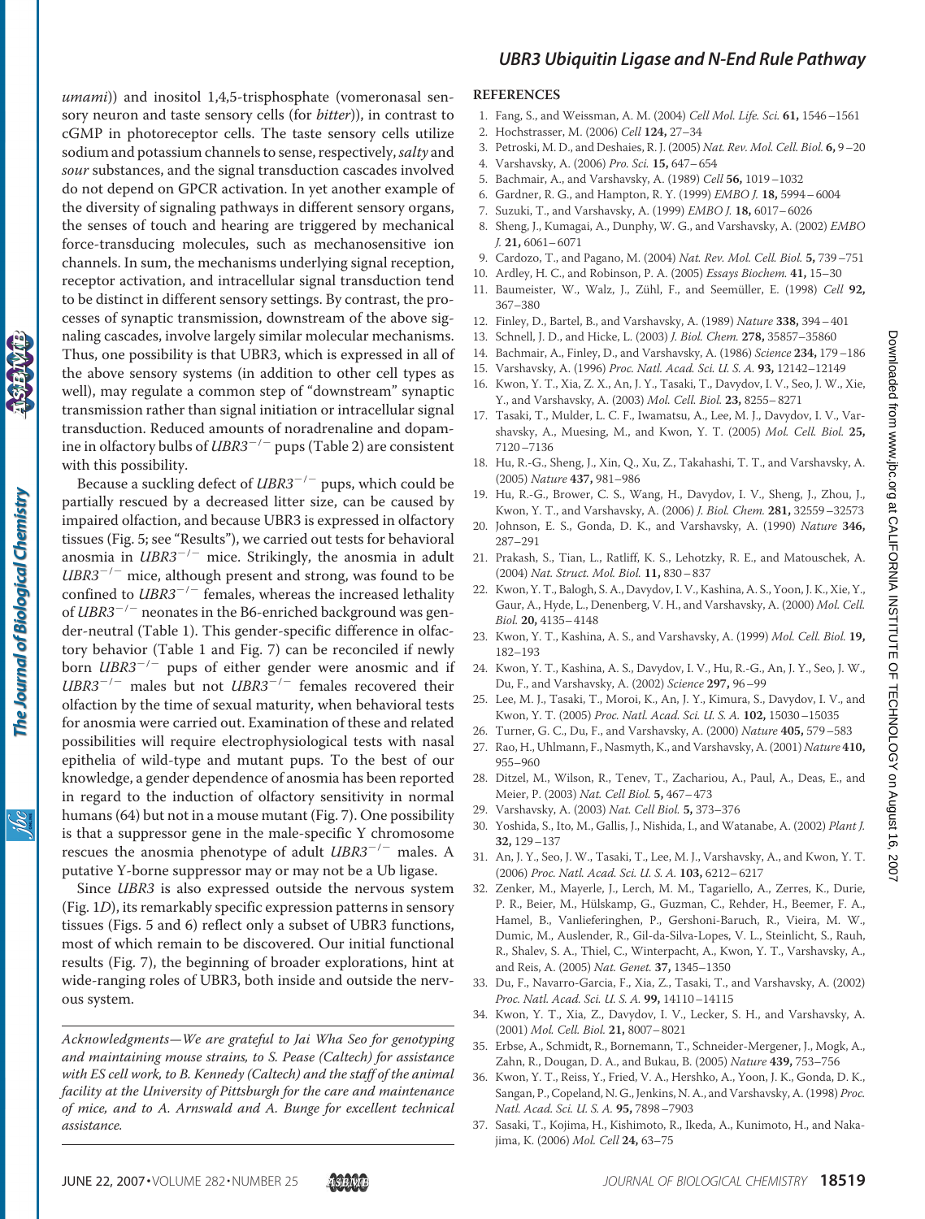*umami*)) and inositol 1,4,5-trisphosphate (vomeronasal sensory neuron and taste sensory cells (for *bitter*)), in contrast to cGMP in photoreceptor cells. The taste sensory cells utilize sodium and potassium channels to sense, respectively, *salty* and *sour* substances, and the signal transduction cascades involved do not depend on GPCR activation. In yet another example of the diversity of signaling pathways in different sensory organs, the senses of touch and hearing are triggered by mechanical force-transducing molecules, such as mechanosensitive ion channels. In sum, the mechanisms underlying signal reception, receptor activation, and intracellular signal transduction tend to be distinct in different sensory settings. By contrast, the processes of synaptic transmission, downstream of the above signaling cascades, involve largely similar molecular mechanisms. Thus, one possibility is that UBR3, which is expressed in all of the above sensory systems (in addition to other cell types as well), may regulate a common step of "downstream" synaptic transmission rather than signal initiation or intracellular signal transduction. Reduced amounts of noradrenaline and dopamine in olfactory bulbs of $UBR3^{-/-}$ pups (Table 2) are consistent with this possibility.

Because a suckling defect of $UBR3^{-/-}$ pups, which could be partially rescued by a decreased litter size, can be caused by impaired olfaction, and because UBR3 is expressed in olfactory tissues (Fig. 5; see "Results"), we carried out tests for behavioral anosmia in $UBR3^{-/-}$ mice. Strikingly, the anosmia in adult $UBR3^{-/-}$ mice, although present and strong, was found to be confined to $UBR3^{-/-}$ females, whereas the increased lethality of $UBR3^{-/-}$ neonates in the B6-enriched background was gender-neutral (Table 1). This gender-specific difference in olfactory behavior (Table 1 and Fig. 7) can be reconciled if newly born $UBR3^{-/-}$ pups of either gender were anosmic and if $UBR3^{-/-}$ males but not $UBR3^{-/-}$ females recovered their olfaction by the time of sexual maturity, when behavioral tests for anosmia were carried out. Examination of these and related possibilities will require electrophysiological tests with nasal epithelia of wild-type and mutant pups. To the best of our knowledge, a gender dependence of anosmia has been reported in regard to the induction of olfactory sensitivity in normal humans (64) but not in a mouse mutant (Fig. 7). One possibility is that a suppressor gene in the male-specific Y chromosome rescues the anosmia phenotype of adult $UBR3^{-/-}$ males. A putative Y-borne suppressor may or may not be a Ub ligase.

Since *UBR3* is also expressed outside the nervous system (Fig. 1*D*), its remarkably specific expression patterns in sensory tissues (Figs. 5 and 6) reflect only a subset of UBR3 functions, most of which remain to be discovered. Our initial functional results (Fig. 7), the beginning of broader explorations, hint at wide-ranging roles of UBR3, both inside and outside the nervous system.

*Acknowledgments—We are grateful to Jai Wha Seo for genotyping and maintaining mouse strains, to S. Pease (Caltech) for assistance with ES cell work, to B. Kennedy (Caltech) and the staff of the animal facility at the University of Pittsburgh for the care and maintenance of mice, and to A. Arnswald and A. Bunge for excellent technical assistance.*

## REFERENCES

1. Fang, S., and Weissman, A. M. (2004) *Cell Mol. Life. Sci.* **61,** 1546–1561
2. Hochstrasser, M. (2006) *Cell* **124,** 27–34
3. Petroski, M. D., and Deshaies, R. J. (2005) *Nat. Rev. Mol. Cell. Biol.* **6,** 9–20
4. Varshavsky, A. (2006) *Pro. Sci.* **15,** 647–654
5. Bachmair, A., and Varshavsky, A. (1989) *Cell* **56,** 1019–1032
6. Gardner, R. G., and Hampton, R. Y. (1999) *EMBO J.* **18,** 5994–6004
7. Suzuki, T., and Varshavsky, A. (1999) *EMBO J.* **18,** 6017–6026
8. Sheng, J., Kumagai, A., Dunphy, W. G., and Varshavsky, A. (2002) *EMBO J.* **21,** 6061–6071
9. Cardozo, T., and Pagano, M. (2004) *Nat. Rev. Mol. Cell. Biol.* **5,** 739–751
10. Ardley, H. C., and Robinson, P. A. (2005) *Essays Biochem.* **41,** 15–30
11. Baumeister, W., Walz, J., Zühl, F., and Seemüller, E. (1998) *Cell* **92,** 367–380
12. Finley, D., Bartel, B., and Varshavsky, A. (1989) *Nature* **338,** 394–401
13. Schnell, J. D., and Hicke, L. (2003) *J. Biol. Chem.* **278,** 35857–35860
14. Bachmair, A., Finley, D., and Varshavsky, A. (1986) *Science* **234,** 179–186
15. Varshavsky, A. (1996) *Proc. Natl. Acad. Sci. U. S. A.* **93,** 12142–12149
16. Kwon, Y. T., Xia, Z. X., An, J. Y., Tasaki, T., Davydov, I. V., Seo, J. W., Xie, Y., and Varshavsky, A. (2003) *Mol. Cell. Biol.* **23,** 8255–8271
17. Tasaki, T., Mulder, L. C. F., Iwamatsu, A., Lee, M. J., Davydov, I. V., Varshavsky, A., Muesing, M., and Kwon, Y. T. (2005) *Mol. Cell. Biol.* **25,** 7120–7136
18. Hu, R.-G., Sheng, J., Xin, Q., Xu, Z., Takahashi, T. T., and Varshavsky, A. (2005) *Nature* **437,** 981–986
19. Hu, R.-G., Brower, C. S., Wang, H., Davydov, I. V., Sheng, J., Zhou, J., Kwon, Y. T., and Varshavsky, A. (2006) *J. Biol. Chem.* **281,** 32559–32573
20. Johnson, E. S., Gonda, D. K., and Varshavsky, A. (1990) *Nature* **346,** 287–291
21. Prakash, S., Tian, L., Ratliff, K. S., Lehotzky, R. E., and Matouschek, A. (2004) *Nat. Struct. Mol. Biol.* **11,** 830–837
22. Kwon, Y. T., Balogh, S. A., Davydov, I. V., Kashina, A. S., Yoon, J. K., Xie, Y., Gaur, A., Hyde, L., Denenberg, V. H., and Varshavsky, A. (2000) *Mol. Cell. Biol.* **20,** 4135–4148
23. Kwon, Y. T., Kashina, A. S., and Varshavsky, A. (1999) *Mol. Cell. Biol.* **19,** 182–193
24. Kwon, Y. T., Kashina, A. S., Davydov, I. V., Hu, R.-G., An, J. Y., Seo, J. W., Du, F., and Varshavsky, A. (2002) *Science* **297,** 96–99
25. Lee, M. J., Tasaki, T., Moroi, K., An, J. Y., Kimura, S., Davydov, I. V., and Kwon, Y. T. (2005) *Proc. Natl. Acad. Sci. U. S. A.* **102,** 15030–15035
26. Turner, G. C., Du, F., and Varshavsky, A. (2000) *Nature* **405,** 579–583
27. Rao, H., Uhlmann, F., Nasmyth, K., and Varshavsky, A. (2001) *Nature* **410,** 955–960
28. Ditzel, M., Wilson, R., Tenev, T., Zachariou, A., Paul, A., Deas, E., and Meier, P. (2003) *Nat. Cell Biol.* **5,** 467–473
29. Varshavsky, A. (2003) *Nat. Cell Biol.* **5,** 373–376
30. Yoshida, S., Ito, M., Gallis, J., Nishida, I., and Watanabe, A. (2002) *Plant J.* **32,** 129–137
31. An, J. Y., Seo, J. W., Tasaki, T., Lee, M. J., Varshavsky, A., and Kwon, Y. T. (2006) *Proc. Natl. Acad. Sci. U. S. A.* **103,** 6212–6217
32. Zenker, M., Mayerle, J., Lerch, M. M., Tagariello, A., Zerres, K., Durie, P. R., Beier, M., Hülskamp, G., Guzman, C., Rehder, H., Beemer, F. A., Hamel, B., Vanlieferinghen, P., Gershoni-Baruch, R., Vieira, M. W., Dumic, M., Auslender, R., Gil-da-Silva-Lopes, V. L., Steinlicht, S., Rauh, R., Shalev, S. A., Thiel, C., Winterpacht, A., Kwon, Y. T., Varshavsky, A., and Reis, A. (2005) *Nat. Genet.* **37,** 1345–1350
33. Du, F., Navarro-Garcia, F., Xia, Z., Tasaki, T., and Varshavsky, A. (2002) *Proc. Natl. Acad. Sci. U. S. A.* **99,** 14110–14115
34. Kwon, Y. T., Xia, Z., Davydov, I. V., Lecker, S. H., and Varshavsky, A. (2001) *Mol. Cell. Biol.* **21,** 8007–8021
35. Erbse, A., Schmidt, R., Bornemann, T., Schneider-Mergener, J., Mogk, A., Zahn, R., Dougan, D. A., and Bukau, B. (2005) *Nature* **439,** 753–756
36. Kwon, Y. T., Reiss, Y., Fried, V. A., Hershko, A., Yoon, J. K., Gonda, D. K., Sangan, P., Copeland, N. G., Jenkins, N. A., and Varshavsky, A. (1998) *Proc. Natl. Acad. Sci. U. S. A.* **95,** 7898–7903
37. Sasaki, T., Kojima, H., Kishimoto, R., Ikeda, A., Kunimoto, H., and Nakajima, K. (2006) *Mol. Cell* **24,** 63–75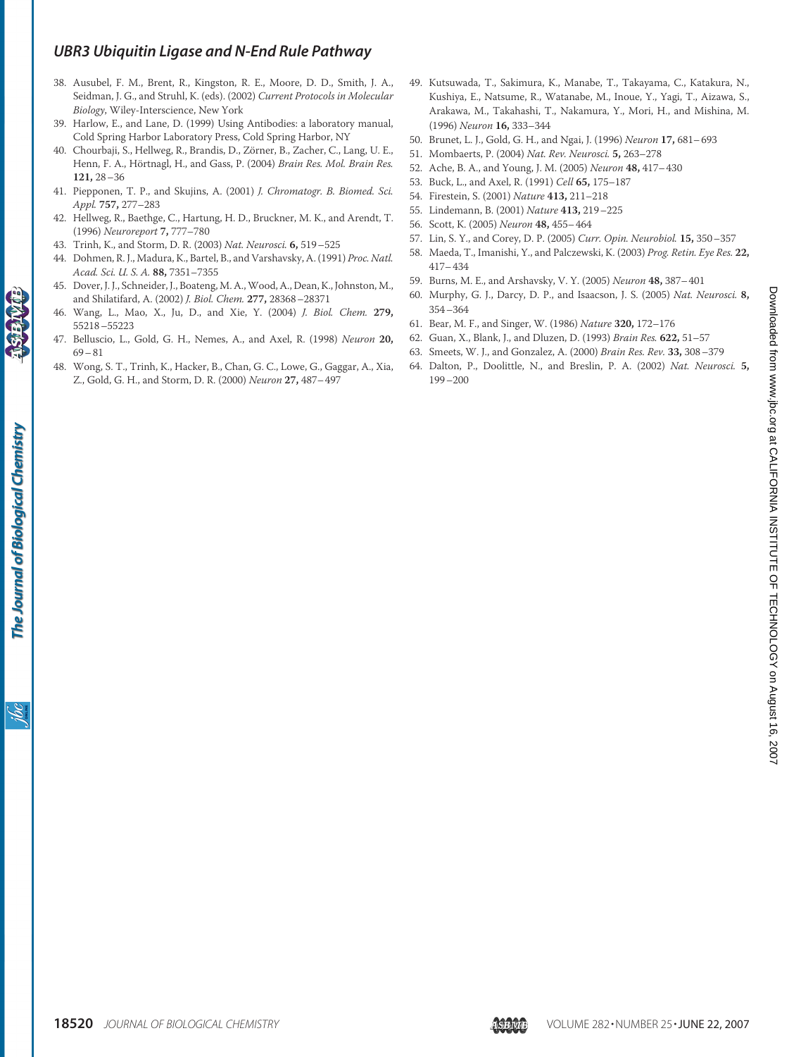38. Ausubel, F. M., Brent, R., Kingston, R. E., Moore, D. D., Smith, J. A., Seidman, J. G., and Struhl, K. (eds). (2002) *Current Protocols in Molecular Biology*, Wiley-Interscience, New York
39. Harlow, E., and Lane, D. (1999) Using Antibodies: a laboratory manual, Cold Spring Harbor Laboratory Press, Cold Spring Harbor, NY
40. Chourbaji, S., Hellweg, R., Brandis, D., Zörner, B., Zacher, C., Lang, U. E., Henn, F. A., Hörtnagl, H., and Gass, P. (2004) *Brain Res. Mol. Brain Res.* **121,** 28–36
41. Piepponen, T. P., and Skujins, A. (2001) *J. Chromatogr. B. Biomed. Sci. Appl.* **757,** 277–283
42. Hellweg, R., Baethge, C., Hartung, H. D., Bruckner, M. K., and Arendt, T. (1996) *Neuroreport* **7,** 777–780
43. Trinh, K., and Storm, D. R. (2003) *Nat. Neurosci.* **6,** 519–525
44. Dohmen, R. J., Madura, K., Bartel, B., and Varshavsky, A. (1991) *Proc. Natl. Acad. Sci. U. S. A.* **88,** 7351–7355
45. Dover, J. J., Schneider, J., Boateng, M. A., Wood, A., Dean, K., Johnston, M., and Shilatifard, A. (2002) *J. Biol. Chem.* **277,** 28368–28371
46. Wang, L., Mao, X., Ju, D., and Xie, Y. (2004) *J. Biol. Chem.* **279,** 55218–55223
47. Belluscio, L., Gold, G. H., Nemes, A., and Axel, R. (1998) *Neuron* **20,** 69–81
48. Wong, S. T., Trinh, K., Hacker, B., Chan, G. C., Lowe, G., Gaggar, A., Xia, Z., Gold, G. H., and Storm, D. R. (2000) *Neuron* **27,** 487–497
49. Kutsuwada, T., Sakimura, K., Manabe, T., Takayama, C., Katakura, N., Kushiya, E., Natsume, R., Watanabe, M., Inoue, Y., Yagi, T., Aizawa, S., Arakawa, M., Takahashi, T., Nakamura, Y., Mori, H., and Mishina, M. (1996) *Neuron* **16,** 333–344
50. Brunet, L. J., Gold, G. H., and Ngai, J. (1996) *Neuron* **17,** 681–693
51. Mombaerts, P. (2004) *Nat. Rev. Neurosci.* **5,** 263–278
52. Ache, B. A., and Young, J. M. (2005) *Neuron* **48,** 417–430
53. Buck, L., and Axel, R. (1991) *Cell* **65,** 175–187
54. Firestein, S. (2001) *Nature* **413,** 211–218
55. Lindemann, B. (2001) *Nature* **413,** 219–225
56. Scott, K. (2005) *Neuron* **48,** 455–464
57. Lin, S. Y., and Corey, D. P. (2005) *Curr. Opin. Neurobiol.* **15,** 350–357
58. Maeda, T., Imanishi, Y., and Palczewski, K. (2003) *Prog. Retin. Eye Res.* **22,** 417–434
59. Burns, M. E., and Arshavsky, V. Y. (2005) *Neuron* **48,** 387–401
60. Murphy, G. J., Darcy, D. P., and Isaacson, J. S. (2005) *Nat. Neurosci.* **8,** 354–364
61. Bear, M. F., and Singer, W. (1986) *Nature* **320,** 172–176
62. Guan, X., Blank, J., and Dluzen, D. (1993) *Brain Res.* **622,** 51–57
63. Smeets, W. J., and Gonzalez, A. (2000) *Brain Res. Rev.* **33,** 308–379
64. Dalton, P., Doolittle, N., and Breslin, P. A. (2002) *Nat. Neurosci.* **5,** 199–200